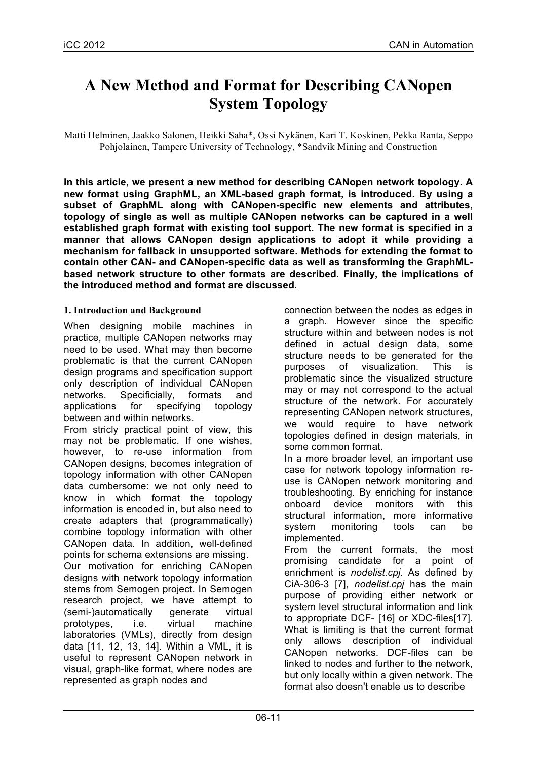# A New Method and Format for Describing CANopen System Topology

Matti Helminen, Jaakko Salonen, Heikki Saha*, Ossi Nykänen, Kari T. Koskinen, Pekka Ranta, Seppo Pohjolainen, Tampere University of Technology, *Sandvik Mining and Construction

**In this article, we present a new method for describing CANopen network topology. A new format using GraphML, an XML-based graph format, is introduced. By using a subset of GraphML along with CANopen-specific new elements and attributes, topology of single as well as multiple CANopen networks can be captured in a well established graph format with existing tool support. The new format is specified in a manner that allows CANopen design applications to adopt it while providing a mechanism for fallback in unsupported software. Methods for extending the format to contain other CAN- and CANopen-specific data as well as transforming the GraphML-based network structure to other formats are described. Finally, the implications of the introduced method and format are discussed.**

## 1. Introduction and Background

When designing mobile machines in practice, multiple CANopen networks may need to be used. What may then become problematic is that the current CANopen design programs and specification support only description of individual CANopen networks. Specificially, formats and applications for specifying topology between and within networks.

From stricly practical point of view, this may not be problematic. If one wishes, however, to re-use information from CANopen designs, becomes integration of topology information with other CANopen data cumbersome: we not only need to know in which format the topology information is encoded in, but also need to create adapters that (programmatically) combine topology information with other CANopen data. In addition, well-defined points for schema extensions are missing.

Our motivation for enriching CANopen designs with network topology information stems from Semogen project. In Semogen research project, we have attempt to (semi-)automatically generate virtual prototypes, i.e. virtual machine laboratories (VMLs), directly from design data [11, 12, 13, 14]. Within a VML, it is useful to represent CANopen network in visual, graph-like format, where nodes are represented as graph nodes and connection between the nodes as edges in a graph. However since the specific structure within and between nodes is not defined in actual design data, some structure needs to be generated for the purposes of visualization. This is problematic since the visualized structure may or may not correspond to the actual structure of the network. For accurately representing CANopen network structures, we would require to have network topologies defined in design materials, in some common format.

In a more broader level, an important use case for network topology information re-use is CANopen network monitoring and troubleshooting. By enriching for instance onboard device monitors with this structural information, more informative system monitoring tools can be implemented.

From the current formats, the most promising candidate for a point of enrichment is *nodelist.cpj*. As defined by CiA-306-3 [7], *nodelist.cpj* has the main purpose of providing either network or system level structural information and link to appropriate DCF- [16] or XDC-files[17]. What is limiting is that the current format only allows description of individual CANopen networks. DCF-files can be linked to nodes and further to the network, but only locally within a given network. The format also doesn't enable us to describe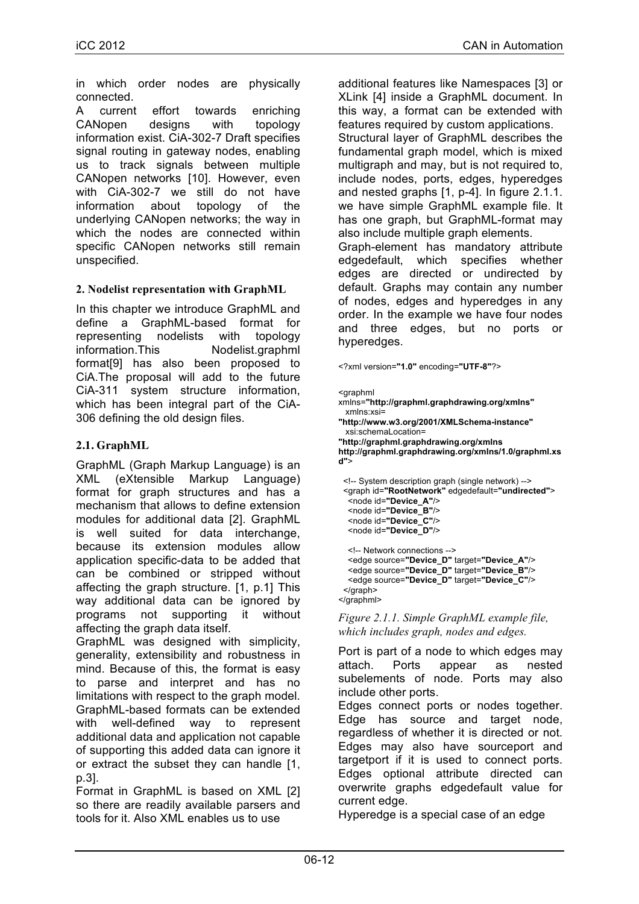in which order nodes are physically connected.

A current effort towards enriching CANopen designs with topology information exist. CiA-302-7 Draft specifies signal routing in gateway nodes, enabling us to track signals between multiple CANopen networks [10]. However, even with CiA-302-7 we still do not have information about topology of the underlying CANopen networks; the way in which the nodes are connected within specific CANopen networks still remain unspecified.

## 2. Nodelist representation with GraphML

In this chapter we introduce GraphML and define a GraphML-based format for representing nodelists with topology information.This Nodelist.graphml format[9] has also been proposed to CiA.The proposal will add to the future CiA-311 system structure information, which has been integral part of the CiA-306 defining the old design files.

### 2.1. GraphML

GraphML (Graph Markup Language) is an XML (eXtensible Markup Language) format for graph structures and has a mechanism that allows to define extension modules for additional data [2]. GraphML is well suited for data interchange, because its extension modules allow application specific-data to be added that can be combined or stripped without affecting the graph structure. [1, p.1] This way additional data can be ignored by programs not supporting it without affecting the graph data itself.

GraphML was designed with simplicity, generality, extensibility and robustness in mind. Because of this, the format is easy to parse and interpret and has no limitations with respect to the graph model. GraphML-based formats can be extended with well-defined way to represent additional data and application not capable of supporting this added data can ignore it or extract the subset they can handle [1, p.3].

Format in GraphML is based on XML [2] so there are readily available parsers and tools for it. Also XML enables us to use additional features like Namespaces [3] or XLink [4] inside a GraphML document. In this way, a format can be extended with features required by custom applications.

Structural layer of GraphML describes the fundamental graph model, which is mixed multigraph and may, but is not required to, include nodes, ports, edges, hyperedges and nested graphs [1, p-4]. In figure 2.1.1. we have simple GraphML example file. It has one graph, but GraphML-format may also include multiple graph elements.

Graph-element has mandatory attribute edgedefault, which specifies whether edges are directed or undirected by default. Graphs may contain any number of nodes, edges and hyperedges in any order. In the example we have four nodes and three edges, but no ports or hyperedges.

```
<?xml version="1.0" encoding="UTF-8"?>

<graphml
xmlns="http://graphml.graphdrawing.org/xmlns"
  xmlns:xsi=
"http://www.w3.org/2001/XMLSchema-instance"
  xsi:schemaLocation=
"http://graphml.graphdrawing.org/xmlns
http://graphml.graphdrawing.org/xmlns/1.0/graphml.xsd">

  <!-- System description graph (single network) -->
  <graph id="RootNetwork" edgedefault="undirected">
    <node id="Device_A"/>
    <node id="Device_B"/>
    <node id="Device_C"/>
    <node id="Device_D"/>

    <!-- Network connections -->
    <edge source="Device_D" target="Device_A"/>
    <edge source="Device_D" target="Device_B"/>
    <edge source="Device_D" target="Device_C"/>
  </graph>
</graphml>
```

*Figure 2.1.1. Simple GraphML example file, which includes graph, nodes and edges.*

Port is part of a node to which edges may attach. Ports appear as nested subelements of node. Ports may also include other ports.

Edges connect ports or nodes together. Edge has source and target node, regardless of whether it is directed or not. Edges may also have sourceport and targetport if it is used to connect ports. Edges optional attribute directed can overwrite graphs edgedefault value for current edge.

Hyperedge is a special case of an edge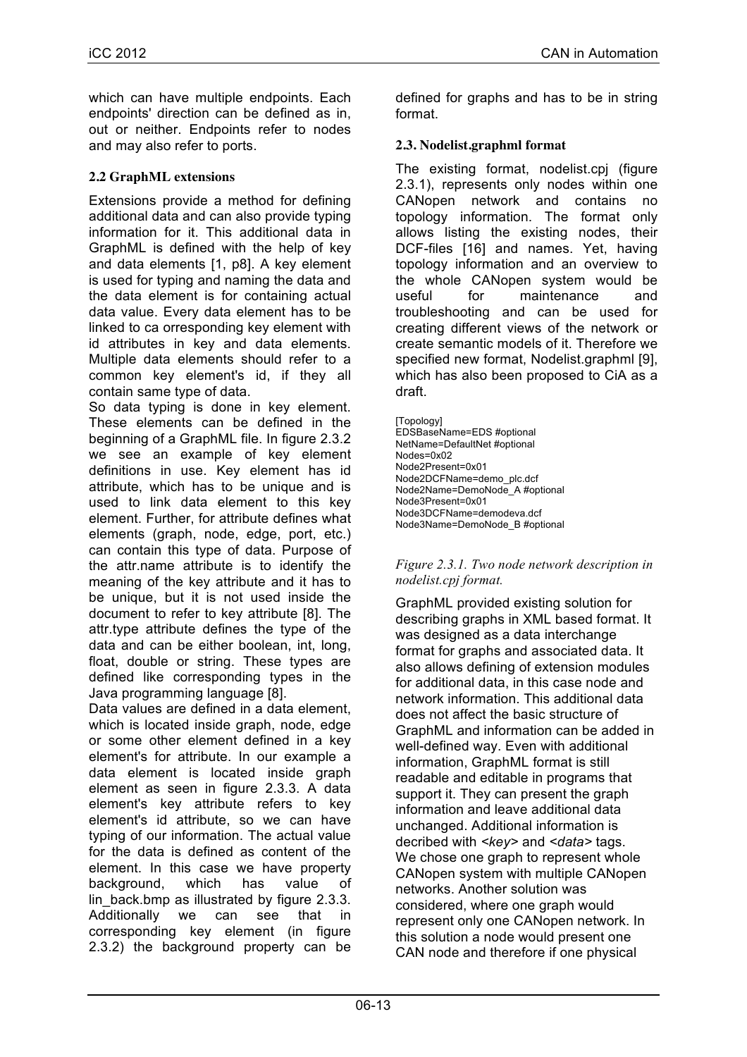which can have multiple endpoints. Each endpoints' direction can be defined as in, out or neither. Endpoints refer to nodes and may also refer to ports.

### 2.2 GraphML extensions

Extensions provide a method for defining additional data and can also provide typing information for it. This additional data in GraphML is defined with the help of key and data elements [1, p8]. A key element is used for typing and naming the data and the data element is for containing actual data value. Every data element has to be linked to ca orresponding key element with id attributes in key and data elements. Multiple data elements should refer to a common key element's id, if they all contain same type of data.

So data typing is done in key element. These elements can be defined in the beginning of a GraphML file. In figure 2.3.2 we see an example of key element definitions in use. Key element has id attribute, which has to be unique and is used to link data element to this key element. Further, for attribute defines what elements (graph, node, edge, port, etc.) can contain this type of data. Purpose of the attr.name attribute is to identify the meaning of the key attribute and it has to be unique, but it is not used inside the document to refer to key attribute [8]. The attr.type attribute defines the type of the data and can be either boolean, int, long, float, double or string. These types are defined like corresponding types in the Java programming language [8].

Data values are defined in a data element, which is located inside graph, node, edge or some other element defined in a key element's for attribute. In our example a data element is located inside graph element as seen in figure 2.3.3. A data element's key attribute refers to key element's id attribute, so we can have typing of our information. The actual value for the data is defined as content of the element. In this case we have property background, which has value of lin_back.bmp as illustrated by figure 2.3.3. Additionally we can see that in corresponding key element (in figure 2.3.2) the background property can be defined for graphs and has to be in string format.

### 2.3. Nodelist.graphml format

The existing format, nodelist.cpj (figure 2.3.1), represents only nodes within one CANopen network and contains no topology information. The format only allows listing the existing nodes, their DCF-files [16] and names. Yet, having topology information and an overview to the whole CANopen system would be useful for maintenance and troubleshooting and can be used for creating different views of the network or create semantic models of it. Therefore we specified new format, Nodelist.graphml [9], which has also been proposed to CiA as a draft.

```
[Topology]
EDSBaseName=EDS #optional
NetName=DefaultNet #optional
Nodes=0x02
Node2Present=0x01
Node2DCFName=demo_plc.dcf
Node2Name=DemoNode_A #optional
Node3Present=0x01
Node3DCFName=demodeva.dcf
Node3Name=DemoNode_B #optional
```

*Figure 2.3.1. Two node network description in nodelist.cpj format.*

GraphML provided existing solution for describing graphs in XML based format. It was designed as a data interchange format for graphs and associated data. It also allows defining of extension modules for additional data, in this case node and network information. This additional data does not affect the basic structure of GraphML and information can be added in well-defined way. Even with additional information, GraphML format is still readable and editable in programs that support it. They can present the graph information and leave additional data unchanged. Additional information is decribed with *<key>* and *<data>* tags. We chose one graph to represent whole CANopen system with multiple CANopen networks. Another solution was considered, where one graph would represent only one CANopen network. In this solution a node would present one CAN node and therefore if one physical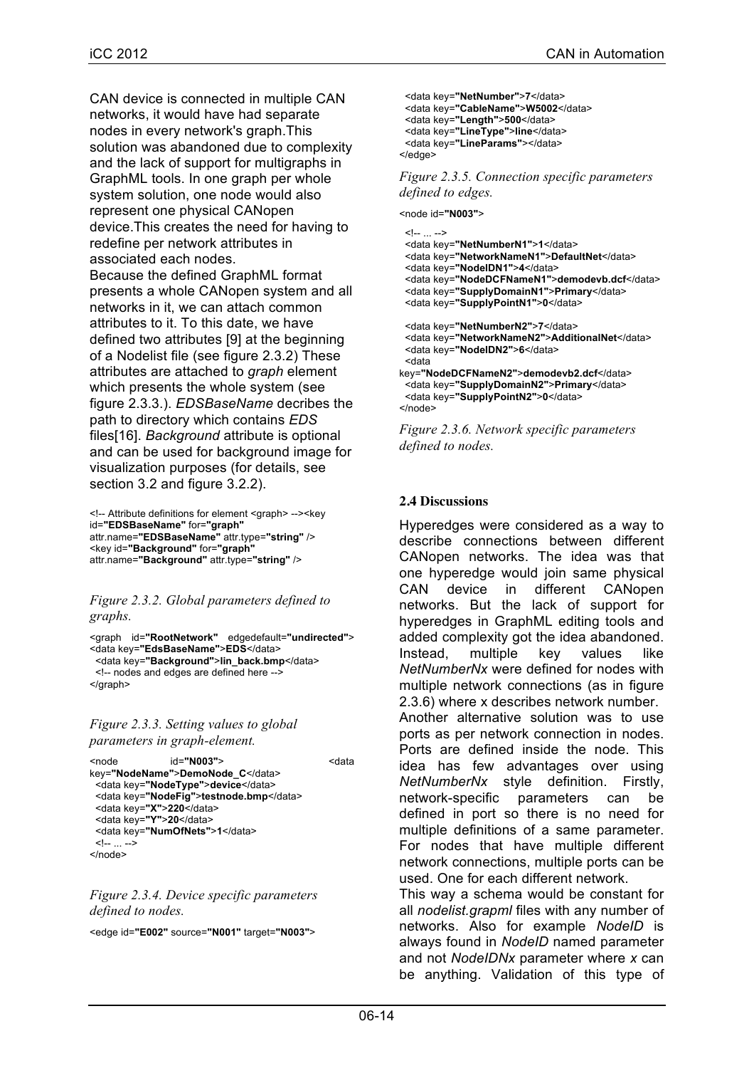CAN device is connected in multiple CAN networks, it would have had separate nodes in every network's graph.This solution was abandoned due to complexity and the lack of support for multigraphs in GraphML tools. In one graph per whole system solution, one node would also represent one physical CANopen device.This creates the need for having to redefine per network attributes in associated each nodes.

Because the defined GraphML format presents a whole CANopen system and all networks in it, we can attach common attributes to it. To this date, we have defined two attributes [9] at the beginning of a Nodelist file (see figure 2.3.2) These attributes are attached to *graph* element which presents the whole system (see figure 2.3.3.). *EDSBaseName* decribes the path to directory which contains *EDS* files[16]. *Background* attribute is optional and can be used for background image for visualization purposes (for details, see section 3.2 and figure 3.2.2).

```
<!-- Attribute definitions for element <graph> --><key
id="EDSBaseName" for="graph"
attr.name="EDSBaseName" attr.type="string" />
<key id="Background" for="graph"
attr.name="Background" attr.type="string" />
```

*Figure 2.3.2. Global parameters defined to graphs.*

```
<graph id="RootNetwork" edgedefault="undirected">
<data key="EdsBaseName">EDS</data>
 <data key="Background">lin_back.bmp</data>
 <!-- nodes and edges are defined here -->
</graph>
```

*Figure 2.3.3. Setting values to global parameters in graph-element.*

```
<node id="N003"> <data
key="NodeName">DemoNode_C</data>
 <data key="NodeType">device</data>
 <data key="NodeFig">testnode.bmp</data>
 <data key="X">220</data>
 <data key="Y">20</data>
 <data key="NumOfNets">1</data>
 <!-- ... -->
</node>
```

*Figure 2.3.4. Device specific parameters defined to nodes.*

```
<edge id="E002" source="N001" target="N003">
 <data key="NetNumber">7</data>
 <data key="CableName">W5002</data>
 <data key="Length">500</data>
 <data key="LineType">line</data>
 <data key="LineParams"></data>
</edge>
```

*Figure 2.3.5. Connection specific parameters defined to edges.*

```
<node id="N003">
 <!-- ... -->
 <data key="NetNumberN1">1</data>
 <data key="NetworkNameN1">DefaultNet</data>
 <data key="NodeIDN1">4</data>
 <data key="NodeDCFNameN1">demodevb.dcf</data>
 <data key="SupplyDomainN1">Primary</data>
 <data key="SupplyPointN1">0</data>

 <data key="NetNumberN2">7</data>
 <data key="NetworkNameN2">AdditionalNet</data>
 <data key="NodeIDN2">6</data>
 <data
key="NodeDCFNameN2">demodevb2.dcf</data>
 <data key="SupplyDomainN2">Primary</data>
 <data key="SupplyPointN2">0</data>
</node>
```

*Figure 2.3.6. Network specific parameters defined to nodes.*

### 2.4 Discussions

Hyperedges were considered as a way to describe connections between different CANopen networks. The idea was that one hyperedge would join same physical CAN device in different CANopen networks. But the lack of support for hyperedges in GraphML editing tools and added complexity got the idea abandoned. Instead, multiple key values like *NetNumberNx* were defined for nodes with multiple network connections (as in figure 2.3.6) where x describes network number.

Another alternative solution was to use ports as per network connection in nodes. Ports are defined inside the node. This idea has few advantages over using *NetNumberNx* style definition. Firstly, network-specific parameters can be defined in port so there is no need for multiple definitions of a same parameter. For nodes that have multiple different network connections, multiple ports can be used. One for each different network.

This way a schema would be constant for all *nodelist.grapml* files with any number of networks. Also for example *NodeID* is always found in *NodeID* named parameter and not *NodeIDNx* parameter where *x* can be anything. Validation of this type of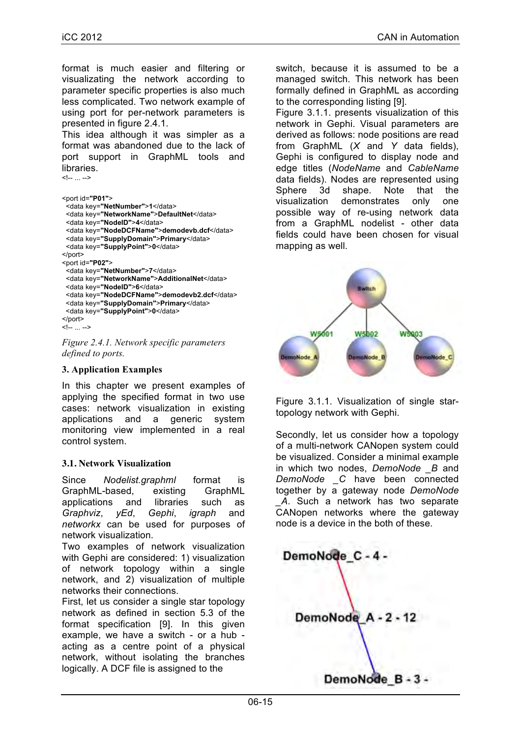format is much easier and filtering or visualizating the network according to parameter specific properties is also much less complicated. Two network example of using port for per-network parameters is presented in figure 2.4.1.

This idea although it was simpler as a format was abandoned due to the lack of port support in GraphML tools and libraries.

```
<!-- ... -->

<port id="P01">
 <data key="NetNumber">1</data>
 <data key="NetworkName">DefaultNet</data>
 <data key="NodeID">4</data>
 <data key="NodeDCFName">demodevb.dcf</data>
 <data key="SupplyDomain">Primary</data>
 <data key="SupplyPoint">0</data>
</port>
<port id="P02">
 <data key="NetNumber">7</data>
 <data key="NetworkName">AdditionalNet</data>
 <data key="NodeID">6</data>
 <data key="NodeDCFName">demodevb2.dcf</data>
 <data key="SupplyDomain">Primary</data>
 <data key="SupplyPoint">0</data>
</port>
<!-- ... -->
```

*Figure 2.4.1. Network specific parameters defined to ports.*

## 3. Application Examples

In this chapter we present examples of applying the specified format in two use cases: network visualization in existing applications and a generic system monitoring view implemented in a real control system.

### 3.1. Network Visualization

Since *Nodelist.graphml* format is GraphML-based, existing GraphML applications and libraries such as *Graphviz*, *yEd*, *Gephi*, *igraph* and *networkx* can be used for purposes of network visualization.

Two examples of network visualization with Gephi are considered: 1) visualization of network topology within a single network, and 2) visualization of multiple networks their connections.

First, let us consider a single star topology network as defined in section 5.3 of the format specification [9]. In this given example, we have a switch - or a hub - acting as a centre point of a physical network, without isolating the branches logically. A DCF file is assigned to the switch, because it is assumed to be a managed switch. This network has been formally defined in GraphML as according to the corresponding listing [9].

Figure 3.1.1. presents visualization of this network in Gephi. Visual parameters are derived as follows: node positions are read from GraphML (*X* and *Y* data fields), Gephi is configured to display node and edge titles (*NodeName* and *CableName* data fields). Nodes are represented using Sphere 3d shape. Note that the visualization demonstrates only one possible way of re-using network data from a GraphML nodelist - other data fields could have been chosen for visual mapping as well.

Figure 3.1.1. Visualization of single star-topology network with Gephi.

Secondly, let us consider how a topology of a multi-network CANopen system could be visualized. Consider a minimal example in which two nodes, *DemoNode _B* and *DemoNode _C* have been connected together by a gateway node *DemoNode _A*. Such a network has two separate CANopen networks where the gateway node is a device in the both of these.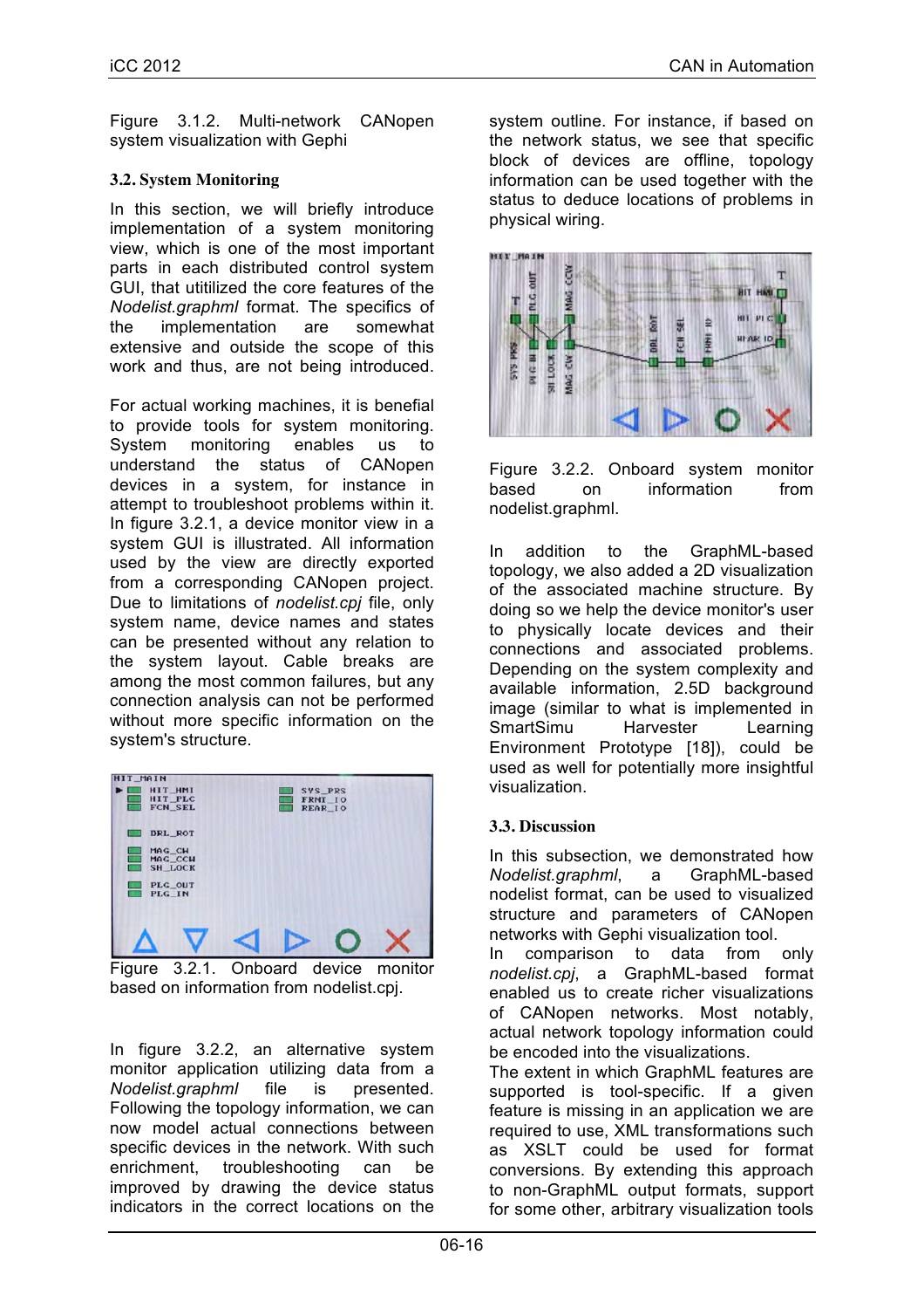Figure 3.1.2. Multi-network CANopen system visualization with Gephi

### 3.2. System Monitoring

In this section, we will briefly introduce implementation of a system monitoring view, which is one of the most important parts in each distributed control system GUI, that utitilized the core features of the *Nodelist.graphml* format. The specifics of the implementation are somewhat extensive and outside the scope of this work and thus, are not being introduced.

For actual working machines, it is benefial to provide tools for system monitoring. System monitoring enables us to understand the status of CANopen devices in a system, for instance in attempt to troubleshoot problems within it. In figure 3.2.1, a device monitor view in a system GUI is illustrated. All information used by the view are directly exported from a corresponding CANopen project. Due to limitations of *nodelist.cpj* file, only system name, device names and states can be presented without any relation to the system layout. Cable breaks are among the most common failures, but any connection analysis can not be performed without more specific information on the system's structure.

Figure 3.2.1. Onboard device monitor based on information from nodelist.cpj.

In figure 3.2.2, an alternative system monitor application utilizing data from a *Nodelist.graphml* file is presented. Following the topology information, we can now model actual connections between specific devices in the network. With such enrichment, troubleshooting can be improved by drawing the device status indicators in the correct locations on the system outline. For instance, if based on the network status, we see that specific block of devices are offline, topology information can be used together with the status to deduce locations of problems in physical wiring.

Figure 3.2.2. Onboard system monitor based on information from nodelist.graphml.

In addition to the GraphML-based topology, we also added a 2D visualization of the associated machine structure. By doing so we help the device monitor's user to physically locate devices and their connections and associated problems. Depending on the system complexity and available information, 2.5D background image (similar to what is implemented in SmartSimu Harvester Learning Environment Prototype [18]), could be used as well for potentially more insightful visualization.

### 3.3. Discussion

In this subsection, we demonstrated how *Nodelist.graphml*, a GraphML-based nodelist format, can be used to visualized structure and parameters of CANopen networks with Gephi visualization tool.
In comparison to data from only *nodelist.cpj*, a GraphML-based format enabled us to create richer visualizations of CANopen networks. Most notably, actual network topology information could be encoded into the visualizations.
The extent in which GraphML features are supported is tool-specific. If a given feature is missing in an application we are required to use, XML transformations such as XSLT could be used for format conversions. By extending this approach to non-GraphML output formats, support for some other, arbitrary visualization tools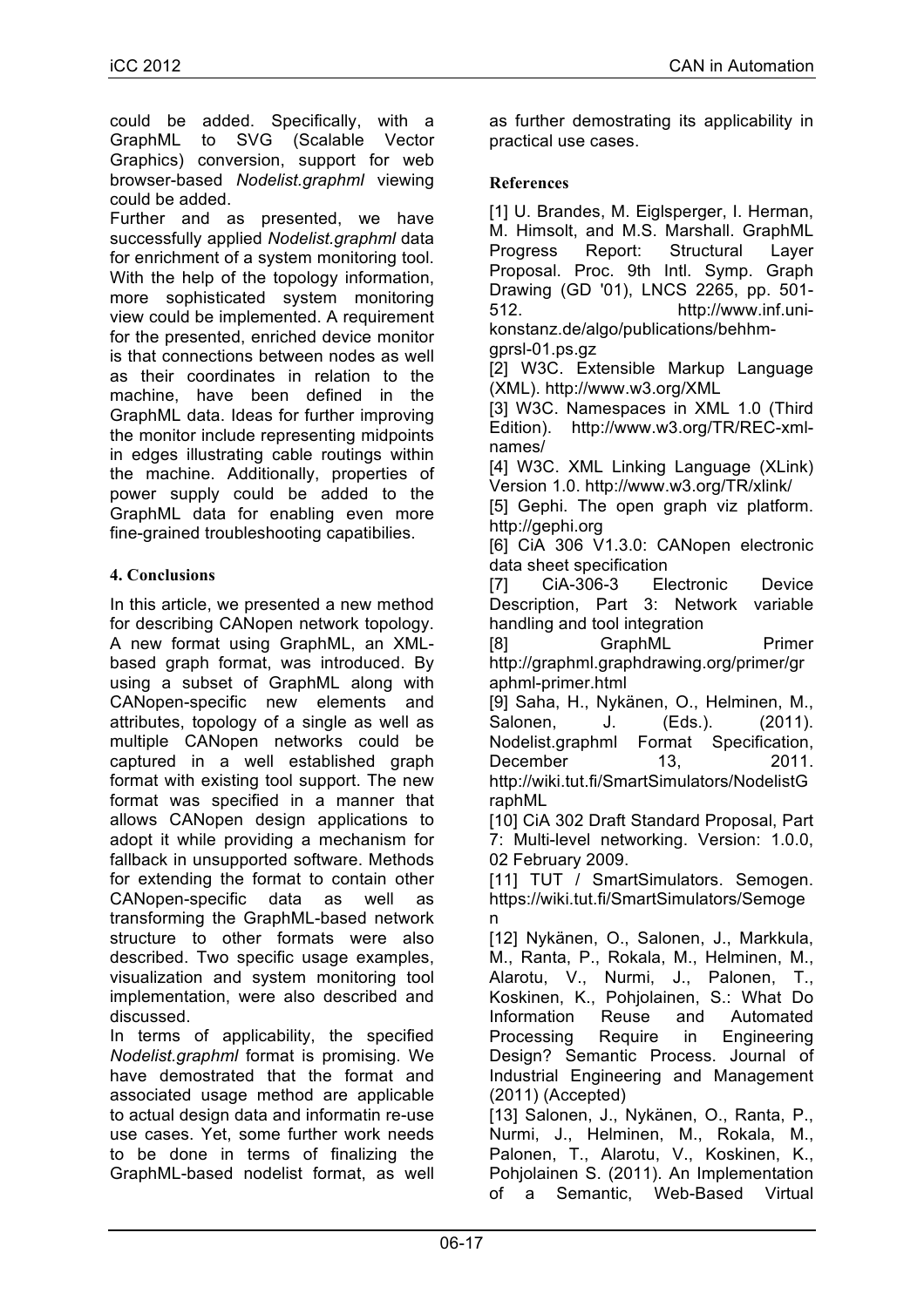could be added. Specifically, with a GraphML to SVG (Scalable Vector Graphics) conversion, support for web browser-based *Nodelist.graphml* viewing could be added.

Further and as presented, we have successfully applied *Nodelist.graphml* data for enrichment of a system monitoring tool. With the help of the topology information, more sophisticated system monitoring view could be implemented. A requirement for the presented, enriched device monitor is that connections between nodes as well as their coordinates in relation to the machine, have been defined in the GraphML data. Ideas for further improving the monitor include representing midpoints in edges illustrating cable routings within the machine. Additionally, properties of power supply could be added to the GraphML data for enabling even more fine-grained troubleshooting capatibilies.

## 4. Conclusions

In this article, we presented a new method for describing CANopen network topology. A new format using GraphML, an XML-based graph format, was introduced. By using a subset of GraphML along with CANopen-specific new elements and attributes, topology of a single as well as multiple CANopen networks could be captured in a well established graph format with existing tool support. The new format was specified in a manner that allows CANopen design applications to adopt it while providing a mechanism for fallback in unsupported software. Methods for extending the format to contain other CANopen-specific data as well as transforming the GraphML-based network structure to other formats were also described. Two specific usage examples, visualization and system monitoring tool implementation, were also described and discussed.

In terms of applicability, the specified *Nodelist.graphml* format is promising. We have demostrated that the format and associated usage method are applicable to actual design data and informatin re-use use cases. Yet, some further work needs to be done in terms of finalizing the GraphML-based nodelist format, as well as further demostrating its applicability in practical use cases.

## References

[1] U. Brandes, M. Eiglsperger, I. Herman, M. Himsolt, and M.S. Marshall. GraphML Progress Report: Structural Layer Proposal. Proc. 9th Intl. Symp. Graph Drawing (GD '01), LNCS 2265, pp. 501-512. http://www.inf.uni-konstanz.de/algo/publications/behhm-gprsl-01.ps.gz

[2] W3C. Extensible Markup Language (XML). http://www.w3.org/XML

[3] W3C. Namespaces in XML 1.0 (Third Edition). http://www.w3.org/TR/REC-xml-names/

[4] W3C. XML Linking Language (XLink) Version 1.0. http://www.w3.org/TR/xlink/

[5] Gephi. The open graph viz platform. http://gephi.org

[6] CiA 306 V1.3.0: CANopen electronic data sheet specification

[7] CiA-306-3 Electronic Device Description, Part 3: Network variable handling and tool integration

[8] GraphML Primer http://graphml.graphdrawing.org/primer/graphml-primer.html

[9] Saha, H., Nykänen, O., Helminen, M., Salonen, J. (Eds.). (2011). Nodelist.graphml Format Specification, December 13, 2011. http://wiki.tut.fi/SmartSimulators/NodelistGraphML

[10] CiA 302 Draft Standard Proposal, Part 7: Multi-level networking. Version: 1.0.0, 02 February 2009.

[11] TUT / SmartSimulators. Semogen. https://wiki.tut.fi/SmartSimulators/Semogen

[12] Nykänen, O., Salonen, J., Markkula, M., Ranta, P., Rokala, M., Helminen, M., Alarotu, V., Nurmi, J., Palonen, T., Koskinen, K., Pohjolainen, S.: What Do Information Reuse and Automated Processing Require in Engineering Design? Semantic Process. Journal of Industrial Engineering and Management (2011) (Accepted)

[13] Salonen, J., Nykänen, O., Ranta, P., Nurmi, J., Helminen, M., Rokala, M., Palonen, T., Alarotu, V., Koskinen, K., Pohjolainen S. (2011). An Implementation of a Semantic, Web-Based Virtual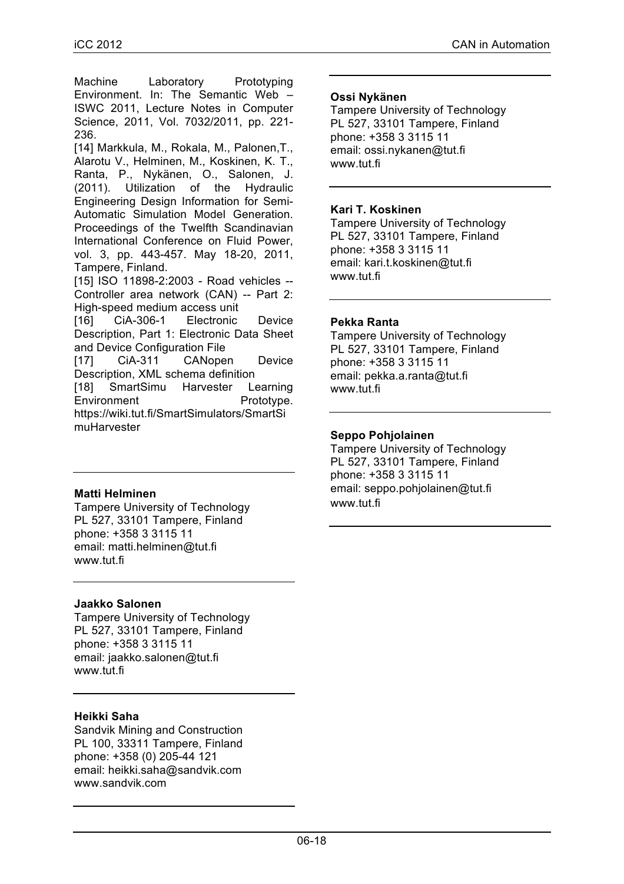Machine Laboratory Prototyping Environment. In: The Semantic Web – ISWC 2011, Lecture Notes in Computer Science, 2011, Vol. 7032/2011, pp. 221-236.

[14] Markkula, M., Rokala, M., Palonen,T., Alarotu V., Helminen, M., Koskinen, K. T., Ranta, P., Nykänen, O., Salonen, J. (2011). Utilization of the Hydraulic Engineering Design Information for Semi-Automatic Simulation Model Generation. Proceedings of the Twelfth Scandinavian International Conference on Fluid Power, vol. 3, pp. 443-457. May 18-20, 2011, Tampere, Finland.

[15] ISO 11898-2:2003 - Road vehicles -- Controller area network (CAN) -- Part 2: High-speed medium access unit

[16] CiA-306-1 Electronic Device Description, Part 1: Electronic Data Sheet and Device Configuration File

[17] CiA-311 CANopen Device Description, XML schema definition

[18] SmartSimu Harvester Learning Environment Prototype. https://wiki.tut.fi/SmartSimulators/SmartSimuHarvester

---

**Matti Helminen**
Tampere University of Technology
PL 527, 33101 Tampere, Finland
phone: +358 3 3115 11
email: matti.helminen@tut.fi
www.tut.fi

---

**Jaakko Salonen**
Tampere University of Technology
PL 527, 33101 Tampere, Finland
phone: +358 3 3115 11
email: jaakko.salonen@tut.fi
www.tut.fi

---

**Heikki Saha**
Sandvik Mining and Construction
PL 100, 33311 Tampere, Finland
phone: +358 (0) 205-44 121
email: heikki.saha@sandvik.com
www.sandvik.com

---

**Ossi Nykänen**
Tampere University of Technology
PL 527, 33101 Tampere, Finland
phone: +358 3 3115 11
email: ossi.nykanen@tut.fi
www.tut.fi

---

**Kari T. Koskinen**
Tampere University of Technology
PL 527, 33101 Tampere, Finland
phone: +358 3 3115 11
email: kari.t.koskinen@tut.fi
www.tut.fi

---

**Pekka Ranta**
Tampere University of Technology
PL 527, 33101 Tampere, Finland
phone: +358 3 3115 11
email: pekka.a.ranta@tut.fi
www.tut.fi

---

**Seppo Pohjolainen**
Tampere University of Technology
PL 527, 33101 Tampere, Finland
phone: +358 3 3115 11
email: seppo.pohjolainen@tut.fi
www.tut.fi